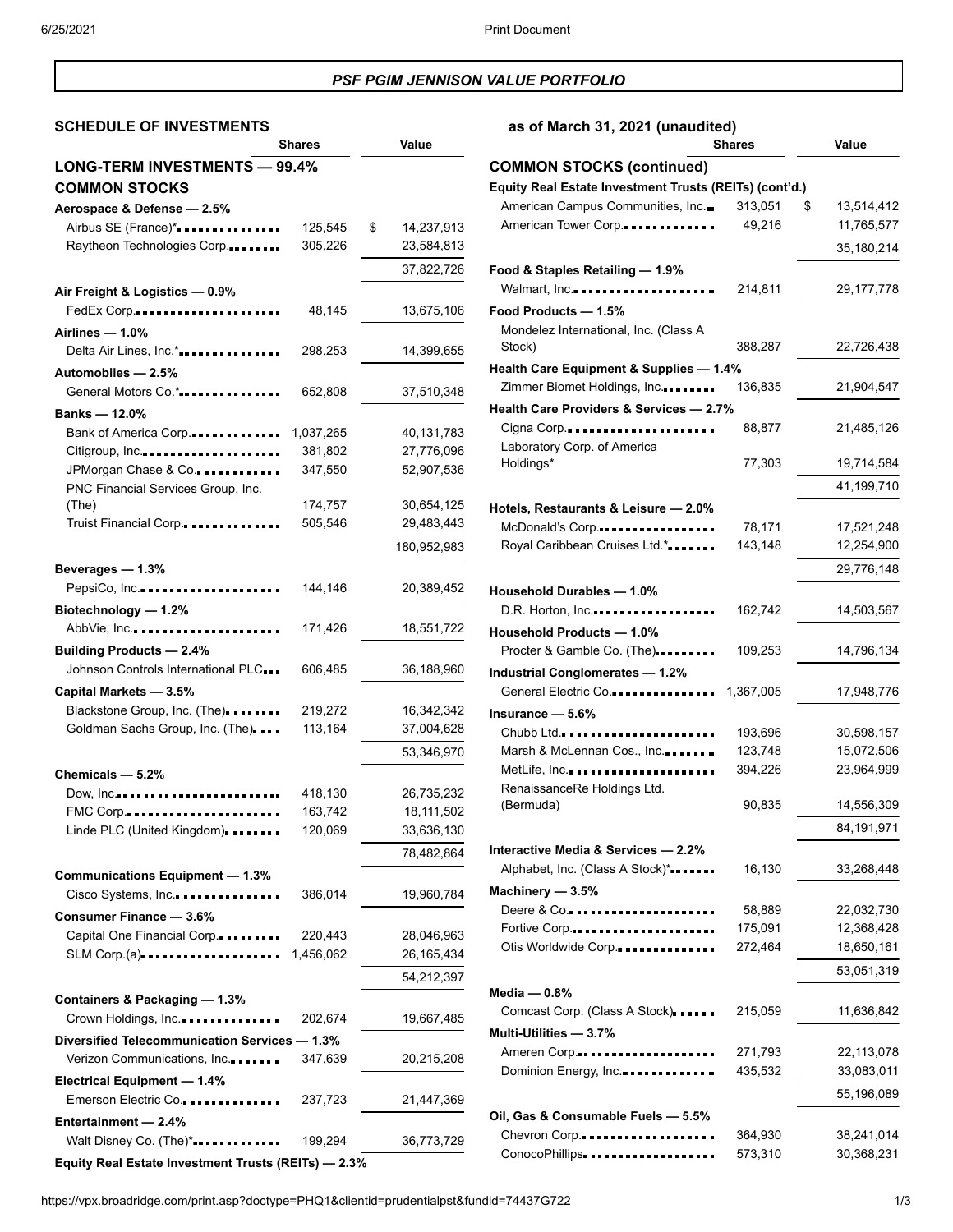## *PSF PGIM JENNISON VALUE PORTFOLIO*

### SCHEDULE OF INVESTMENTS as of March 31, 2021 (unaudited)

| | Shares | Value |
|---|---|---|
| **LONG-TERM INVESTMENTS — 99.4%** | | |
| **COMMON STOCKS** | | |
| **Aerospace & Defense — 2.5%** | | |
| Airbus SE (France)* | 125,545 | $ 14,237,913 |
| Raytheon Technologies Corp. | 305,226 | 23,584,813 |
| | | 37,822,726 |
| **Air Freight & Logistics — 0.9%** | | |
| FedEx Corp. | 48,145 | 13,675,106 |
| **Airlines — 1.0%** | | |
| Delta Air Lines, Inc.* | 298,253 | 14,399,655 |
| **Automobiles — 2.5%** | | |
| General Motors Co.* | 652,808 | 37,510,348 |
| **Banks — 12.0%** | | |
| Bank of America Corp. | 1,037,265 | 40,131,783 |
| Citigroup, Inc. | 381,802 | 27,776,096 |
| JPMorgan Chase & Co. | 347,550 | 52,907,536 |
| PNC Financial Services Group, Inc. (The) | 174,757 | 30,654,125 |
| Truist Financial Corp. | 505,546 | 29,483,443 |
| | | 180,952,983 |
| **Beverages — 1.3%** | | |
| PepsiCo, Inc. | 144,146 | 20,389,452 |
| **Biotechnology — 1.2%** | | |
| AbbVie, Inc. | 171,426 | 18,551,722 |
| **Building Products — 2.4%** | | |
| Johnson Controls International PLC | 606,485 | 36,188,960 |
| **Capital Markets — 3.5%** | | |
| Blackstone Group, Inc. (The) | 219,272 | 16,342,342 |
| Goldman Sachs Group, Inc. (The) | 113,164 | 37,004,628 |
| | | 53,346,970 |
| **Chemicals — 5.2%** | | |
| Dow, Inc. | 418,130 | 26,735,232 |
| FMC Corp. | 163,742 | 18,111,502 |
| Linde PLC (United Kingdom) | 120,069 | 33,636,130 |
| | | 78,482,864 |
| **Communications Equipment — 1.3%** | | |
| Cisco Systems, Inc. | 386,014 | 19,960,784 |
| **Consumer Finance — 3.6%** | | |
| Capital One Financial Corp. | 220,443 | 28,046,963 |
| SLM Corp.(a) | 1,456,062 | 26,165,434 |
| | | 54,212,397 |
| **Containers & Packaging — 1.3%** | | |
| Crown Holdings, Inc. | 202,674 | 19,667,485 |
| **Diversified Telecommunication Services — 1.3%** | | |
| Verizon Communications, Inc. | 347,639 | 20,215,208 |
| **Electrical Equipment — 1.4%** | | |
| Emerson Electric Co. | 237,723 | 21,447,369 |
| **Entertainment — 2.4%** | | |
| Walt Disney Co. (The)* | 199,294 | 36,773,729 |
| **Equity Real Estate Investment Trusts (REITs) — 2.3%** | | |
| American Campus Communities, Inc. | 313,051 | $ 13,514,412 |
| American Tower Corp. | 49,216 | 11,765,577 |
| | | 35,180,214 |
| **Food & Staples Retailing — 1.9%** | | |
| Walmart, Inc. | 214,811 | 29,177,778 |
| **Food Products — 1.5%** | | |
| Mondelez International, Inc. (Class A Stock) | 388,287 | 22,726,438 |
| **Health Care Equipment & Supplies — 1.4%** | | |
| Zimmer Biomet Holdings, Inc. | 136,835 | 21,904,547 |
| **Health Care Providers & Services — 2.7%** | | |
| Cigna Corp. | 88,877 | 21,485,126 |
| Laboratory Corp. of America Holdings* | 77,303 | 19,714,584 |
| | | 41,199,710 |
| **Hotels, Restaurants & Leisure — 2.0%** | | |
| McDonald's Corp. | 78,171 | 17,521,248 |
| Royal Caribbean Cruises Ltd.* | 143,148 | 12,254,900 |
| | | 29,776,148 |
| **Household Durables — 1.0%** | | |
| D.R. Horton, Inc. | 162,742 | 14,503,567 |
| **Household Products — 1.0%** | | |
| Procter & Gamble Co. (The) | 109,253 | 14,796,134 |
| **Industrial Conglomerates — 1.2%** | | |
| General Electric Co. | 1,367,005 | 17,948,776 |
| **Insurance — 5.6%** | | |
| Chubb Ltd. | 193,696 | 30,598,157 |
| Marsh & McLennan Cos., Inc. | 123,748 | 15,072,506 |
| MetLife, Inc. | 394,226 | 23,964,999 |
| RenaissanceRe Holdings Ltd. (Bermuda) | 90,835 | 14,556,309 |
| | | 84,191,971 |
| **Interactive Media & Services — 2.2%** | | |
| Alphabet, Inc. (Class A Stock)* | 16,130 | 33,268,448 |
| **Machinery — 3.5%** | | |
| Deere & Co. | 58,889 | 22,032,730 |
| Fortive Corp. | 175,091 | 12,368,428 |
| Otis Worldwide Corp. | 272,464 | 18,650,161 |
| | | 53,051,319 |
| **Media — 0.8%** | | |
| Comcast Corp. (Class A Stock) | 215,059 | 11,636,842 |
| **Multi-Utilities — 3.7%** | | |
| Ameren Corp. | 271,793 | 22,113,078 |
| Dominion Energy, Inc. | 435,532 | 33,083,011 |
| | | 55,196,089 |
| **Oil, Gas & Consumable Fuels — 5.5%** | | |
| Chevron Corp. | 364,930 | 38,241,014 |
| ConocoPhillips | 573,310 | 30,368,231 |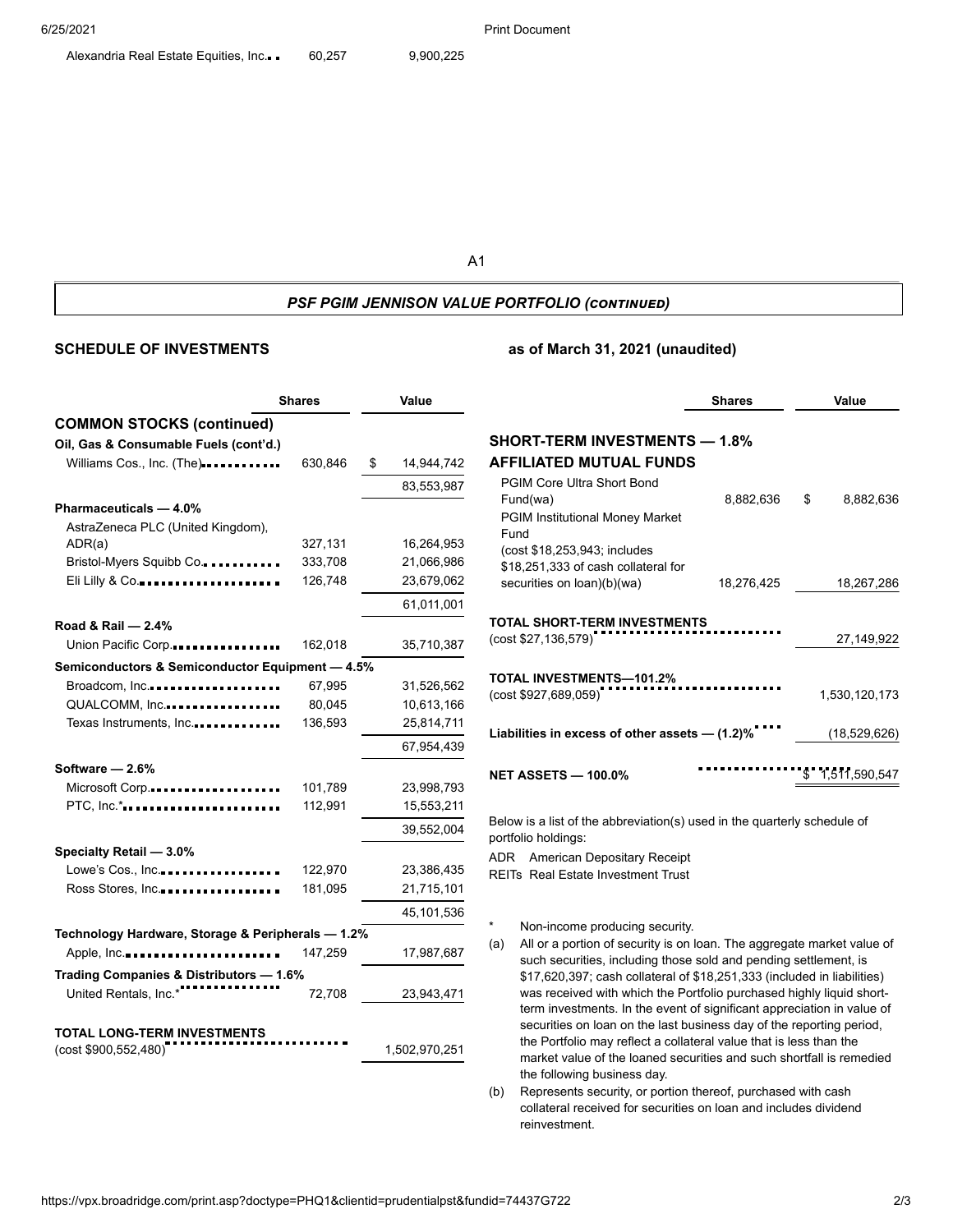| | Shares | Value |
|---|---|---|
| Alexandria Real Estate Equities, Inc. | 60,257 | 9,900,225 |

A1

## *PSF PGIM JENNISON VALUE PORTFOLIO (CONTINUED)*

**SCHEDULE OF INVESTMENTS** **as of March 31, 2021 (unaudited)**

| | Shares | Value |
|---|---|---|
| **COMMON STOCKS (continued)** | | |
| **Oil, Gas & Consumable Fuels (cont'd.)** | | |
| Williams Cos., Inc. (The) | 630,846 | $ 14,944,742 |
| | | 83,553,987 |
| **Pharmaceuticals — 4.0%** | | |
| AstraZeneca PLC (United Kingdom), ADR(a) | 327,131 | 16,264,953 |
| Bristol-Myers Squibb Co. | 333,708 | 21,066,986 |
| Eli Lilly & Co. | 126,748 | 23,679,062 |
| | | 61,011,001 |
| **Road & Rail — 2.4%** | | |
| Union Pacific Corp. | 162,018 | 35,710,387 |
| **Semiconductors & Semiconductor Equipment — 4.5%** | | |
| Broadcom, Inc. | 67,995 | 31,526,562 |
| QUALCOMM, Inc. | 80,045 | 10,613,166 |
| Texas Instruments, Inc. | 136,593 | 25,814,711 |
| | | 67,954,439 |
| **Software — 2.6%** | | |
| Microsoft Corp. | 101,789 | 23,998,793 |
| PTC, Inc.* | 112,991 | 15,553,211 |
| | | 39,552,004 |
| **Specialty Retail — 3.0%** | | |
| Lowe's Cos., Inc. | 122,970 | 23,386,435 |
| Ross Stores, Inc. | 181,095 | 21,715,101 |
| | | 45,101,536 |
| **Technology Hardware, Storage & Peripherals — 1.2%** | | |
| Apple, Inc. | 147,259 | 17,987,687 |
| **Trading Companies & Distributors — 1.6%** | | |
| United Rentals, Inc.* | 72,708 | 23,943,471 |
| **TOTAL LONG-TERM INVESTMENTS** (cost $900,552,480) | | 1,502,970,251 |

| | Shares | Value |
|---|---|---|
| **SHORT-TERM INVESTMENTS — 1.8%** | | |
| **AFFILIATED MUTUAL FUNDS** | | |
| PGIM Core Ultra Short Bond Fund(wa) | 8,882,636 | $ 8,882,636 |
| PGIM Institutional Money Market Fund (cost $18,253,943; includes $18,251,333 of cash collateral for securities on loan)(b)(wa) | 18,276,425 | 18,267,286 |
| **TOTAL SHORT-TERM INVESTMENTS** (cost $27,136,579) | | 27,149,922 |
| **TOTAL INVESTMENTS—101.2%** (cost $927,689,059) | | 1,530,120,173 |
| **Liabilities in excess of other assets — (1.2)%** | | (18,529,626) |
| **NET ASSETS — 100.0%** | | $ 1,511,590,547 |

Below is a list of the abbreviation(s) used in the quarterly schedule of portfolio holdings:

ADR American Depositary Receipt
REITs Real Estate Investment Trust

\* Non-income producing security.

(a) All or a portion of security is on loan. The aggregate market value of such securities, including those sold and pending settlement, is $17,620,397; cash collateral of $18,251,333 (included in liabilities) was received with which the Portfolio purchased highly liquid short-term investments. In the event of significant appreciation in value of securities on loan on the last business day of the reporting period, the Portfolio may reflect a collateral value that is less than the market value of the loaned securities and such shortfall is remedied the following business day.

(b) Represents security, or portion thereof, purchased with cash collateral received for securities on loan and includes dividend reinvestment.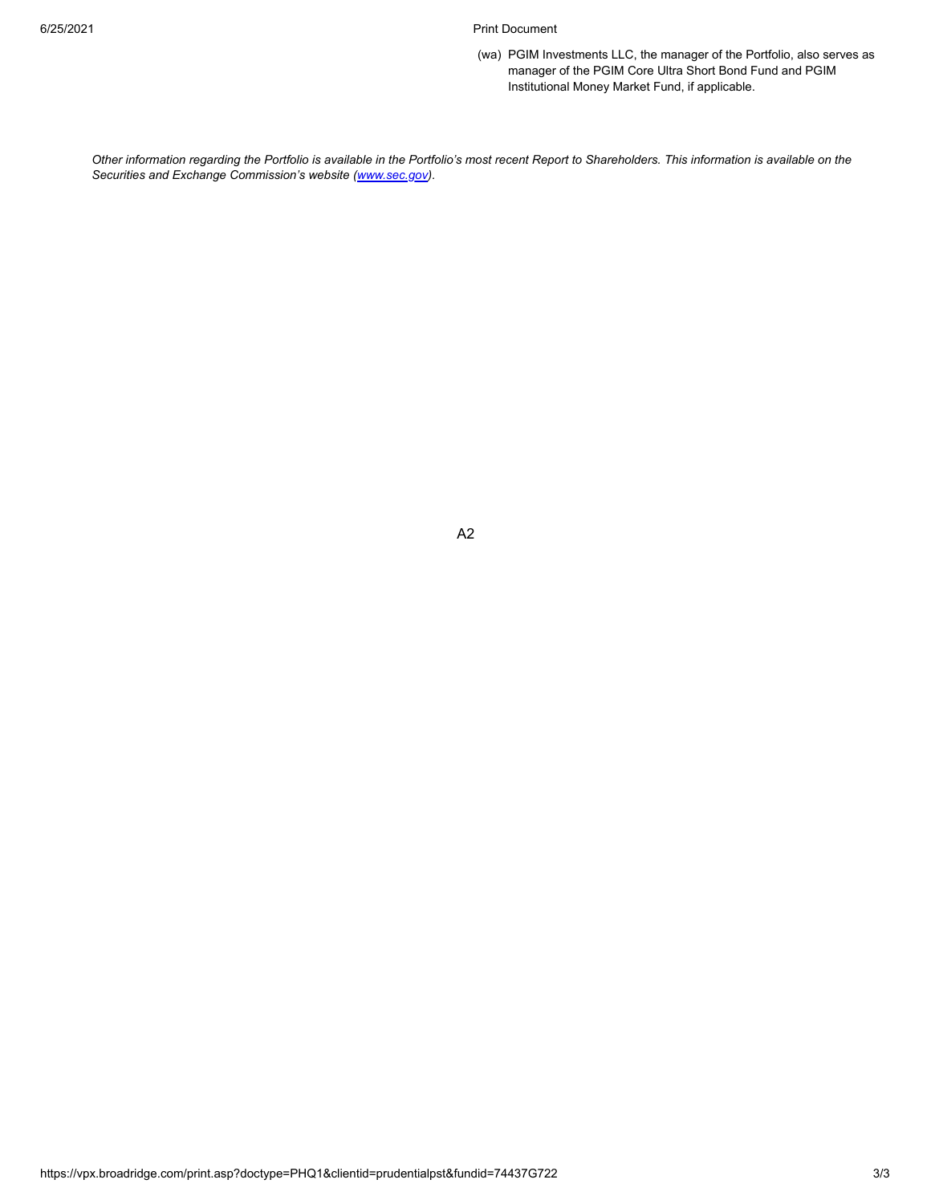(wa) PGIM Investments LLC, the manager of the Portfolio, also serves as manager of the PGIM Core Ultra Short Bond Fund and PGIM Institutional Money Market Fund, if applicable.

*Other information regarding the Portfolio is available in the Portfolio's most recent Report to Shareholders. This information is available on the Securities and Exchange Commission's website (www.sec.gov).*

A2